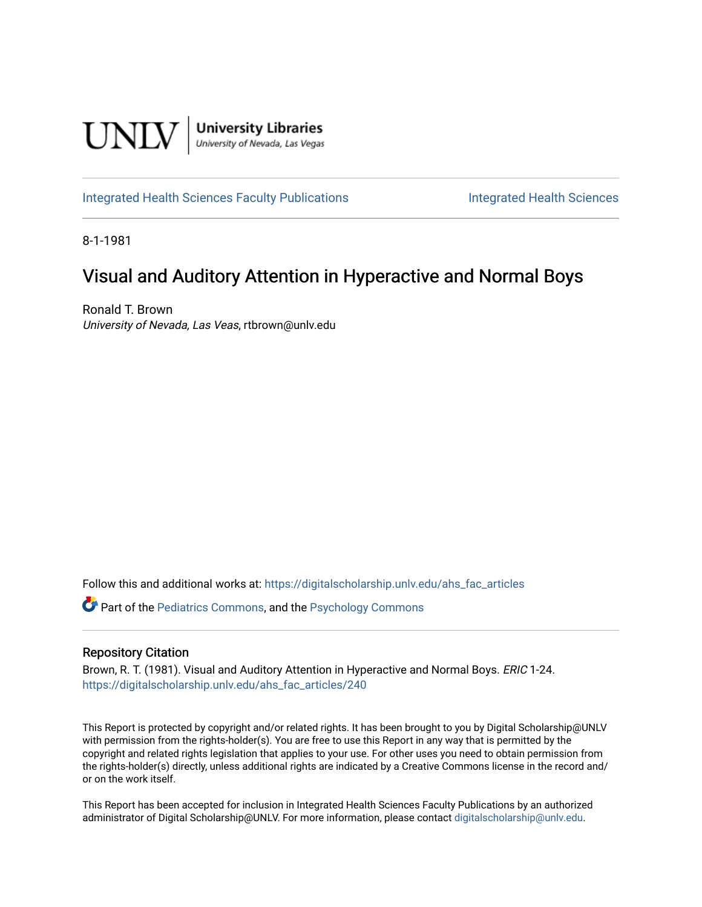UNLV | University Libraries
University of Nevada, Las Vegas

Integrated Health Sciences Faculty Publications | Integrated Health Sciences

8-1-1981

# Visual and Auditory Attention in Hyperactive and Normal Boys

Ronald T. Brown
*University of Nevada, Las Veas*, rtbrown@unlv.edu

Follow this and additional works at: https://digitalscholarship.unlv.edu/ahs_fac_articles

Part of the Pediatrics Commons, and the Psychology Commons

## Repository Citation

Brown, R. T. (1981). Visual and Auditory Attention in Hyperactive and Normal Boys. *ERIC* 1-24.
https://digitalscholarship.unlv.edu/ahs_fac_articles/240

This Report is protected by copyright and/or related rights. It has been brought to you by Digital Scholarship@UNLV with permission from the rights-holder(s). You are free to use this Report in any way that is permitted by the copyright and related rights legislation that applies to your use. For other uses you need to obtain permission from the rights-holder(s) directly, unless additional rights are indicated by a Creative Commons license in the record and/or on the work itself.

This Report has been accepted for inclusion in Integrated Health Sciences Faculty Publications by an authorized administrator of Digital Scholarship@UNLV. For more information, please contact digitalscholarship@unlv.edu.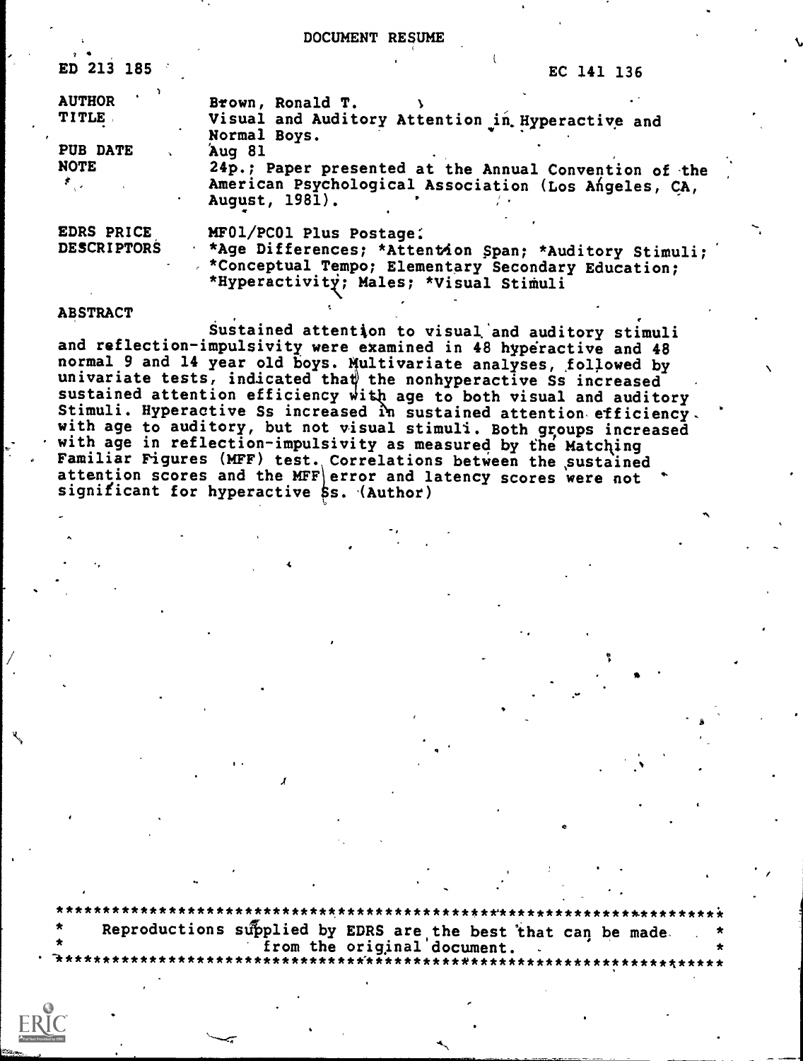DOCUMENT RESUME

| | |
|---|---|
| ED 213 185 | EC 141 136 |
| AUTHOR | Brown, Ronald T. |
| TITLE | Visual and Auditory Attention in Hyperactive and Normal Boys. |
| PUB DATE | Aug 81 |
| NOTE | 24p.; Paper presented at the Annual Convention of the American Psychological Association (Los Angeles, CA, August, 1981). |
| EDRS PRICE | MF01/PC01 Plus Postage. |
| DESCRIPTORS | *Age Differences; *Attention Span; *Auditory Stimuli; *Conceptual Tempo; Elementary Secondary Education; *Hyperactivity; Males; *Visual Stimuli |

ABSTRACT

Sustained attention to visual and auditory stimuli and reflection-impulsivity were examined in 48 hyperactive and 48 normal 9 and 14 year old boys. Multivariate analyses, followed by univariate tests, indicated that the nonhyperactive Ss increased sustained attention efficiency with age to both visual and auditory Stimuli. Hyperactive Ss increased in sustained attention efficiency with age to auditory, but not visual stimuli. Both groups increased with age in reflection-impulsivity as measured by the Matching Familiar Figures (MFF) test. Correlations between the sustained attention scores and the MFF error and latency scores were not significant for hyperactive Ss. (Author)

***********************************************************************
* Reproductions supplied by EDRS are the best that can be made *
* from the original document. *
***********************************************************************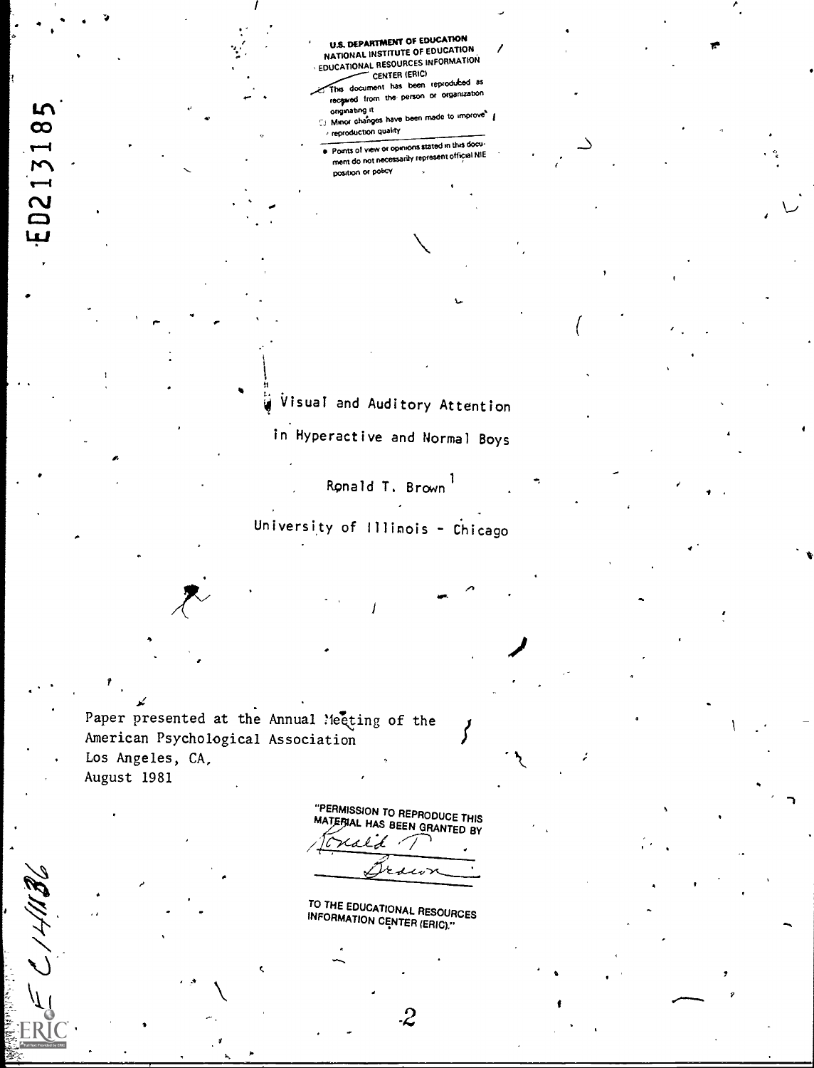U.S. DEPARTMENT OF EDUCATION
NATIONAL INSTITUTE OF EDUCATION
EDUCATIONAL RESOURCES INFORMATION CENTER (ERIC)

This document has been reproduced as received from the person or organization originating it.

Minor changes have been made to improve reproduction quality.

- Points of view or opinions stated in this document do not necessarily represent official NIE position or policy

ED213185

# Visual and Auditory Attention in Hyperactive and Normal Boys

Ronald T. Brown[1]

University of Illinois - Chicago

Paper presented at the Annual Meeting of the American Psychological Association
Los Angeles, CA,
August 1981

"PERMISSION TO REPRODUCE THIS MATERIAL HAS BEEN GRANTED BY
Ronald T. Brown

TO THE EDUCATIONAL RESOURCES INFORMATION CENTER (ERIC)."

EC141136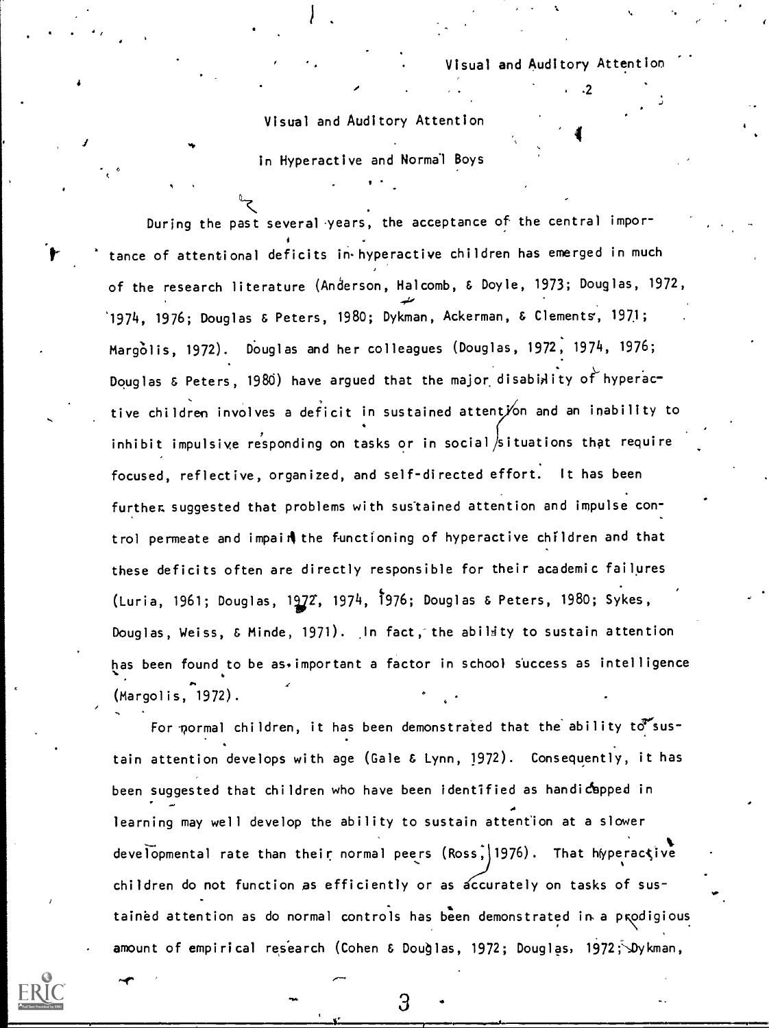# Visual and Auditory Attention in Hyperactive and Normal Boys

During the past several years, the acceptance of the central importance of attentional deficits in hyperactive children has emerged in much of the research literature (Anderson, Halcomb, & Doyle, 1973; Douglas, 1972, 1974, 1976; Douglas & Peters, 1980; Dykman, Ackerman, & Clements, 1971; Margolis, 1972). Douglas and her colleagues (Douglas, 1972, 1974, 1976; Douglas & Peters, 1980) have argued that the major disability of hyperactive children involves a deficit in sustained attention and an inability to inhibit impulsive responding on tasks or in social situations that require focused, reflective, organized, and self-directed effort. It has been further suggested that problems with sustained attention and impulse control permeate and impair the functioning of hyperactive children and that these deficits often are directly responsible for their academic failures (Luria, 1961; Douglas, 1972, 1974, 1976; Douglas & Peters, 1980; Sykes, Douglas, Weiss, & Minde, 1971). In fact, the ability to sustain attention has been found to be as important a factor in school success as intelligence (Margolis, 1972).

For normal children, it has been demonstrated that the ability to sustain attention develops with age (Gale & Lynn, 1972). Consequently, it has been suggested that children who have been identified as handicapped in learning may well develop the ability to sustain attention at a slower developmental rate than their normal peers (Ross, 1976). That hyperactive children do not function as efficiently or as accurately on tasks of sustained attention as do normal controls has been demonstrated in a prodigious amount of empirical research (Cohen & Douglas, 1972; Douglas, 1972; Dykman,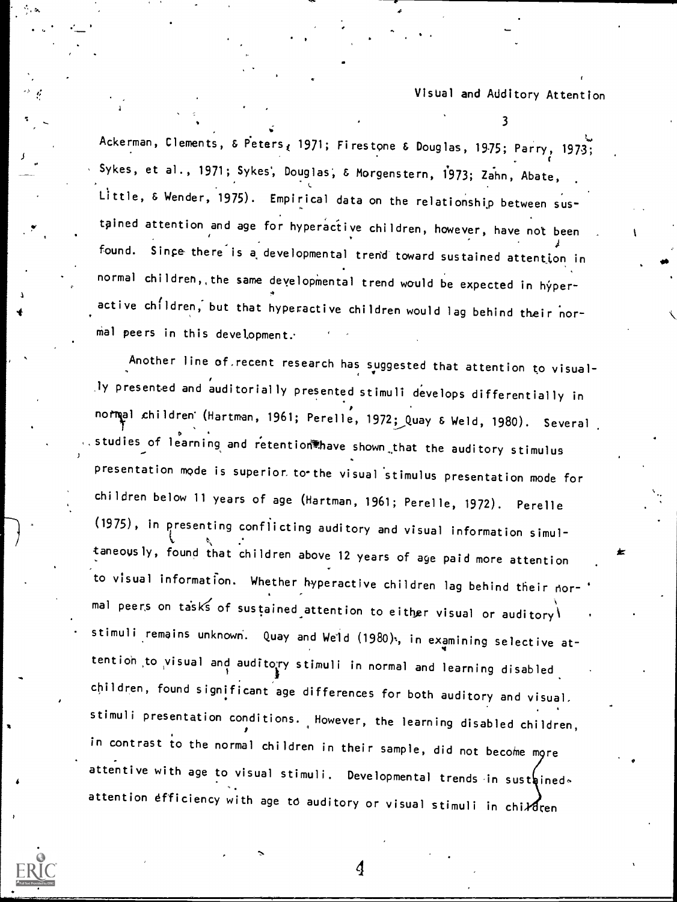Ackerman, Clements, & Peters, 1971; Firestone & Douglas, 1975; Parry, 1973; Sykes, et al., 1971; Sykes, Douglas, & Morgenstern, 1973; Zahn, Abate, Little, & Wender, 1975). Empirical data on the relationship between sustained attention and age for hyperactive children, however, have not been found. Since there is a developmental trend toward sustained attention in normal children, the same developmental trend would be expected in hyperactive children, but that hyperactive children would lag behind their normal peers in this development.

Another line of recent research has suggested that attention to visually presented and auditorially presented stimuli develops differentially in normal children (Hartman, 1961; Perelle, 1972; Quay & Weld, 1980). Several studies of learning and retention have shown that the auditory stimulus presentation mode is superior to the visual stimulus presentation mode for children below 11 years of age (Hartman, 1961; Perelle, 1972). Perelle (1975), in presenting conflicting auditory and visual information simultaneously, found that children above 12 years of age paid more attention to visual information. Whether hyperactive children lag behind their normal peers on tasks of sustained attention to either visual or auditory stimuli remains unknown. Quay and Weld (1980), in examining selective attention to visual and auditory stimuli in normal and learning disabled children, found significant age differences for both auditory and visual stimuli presentation conditions. However, the learning disabled children, in contrast to the normal children in their sample, did not become more attentive with age to visual stimuli. Developmental trends in sustained attention efficiency with age to auditory or visual stimuli in children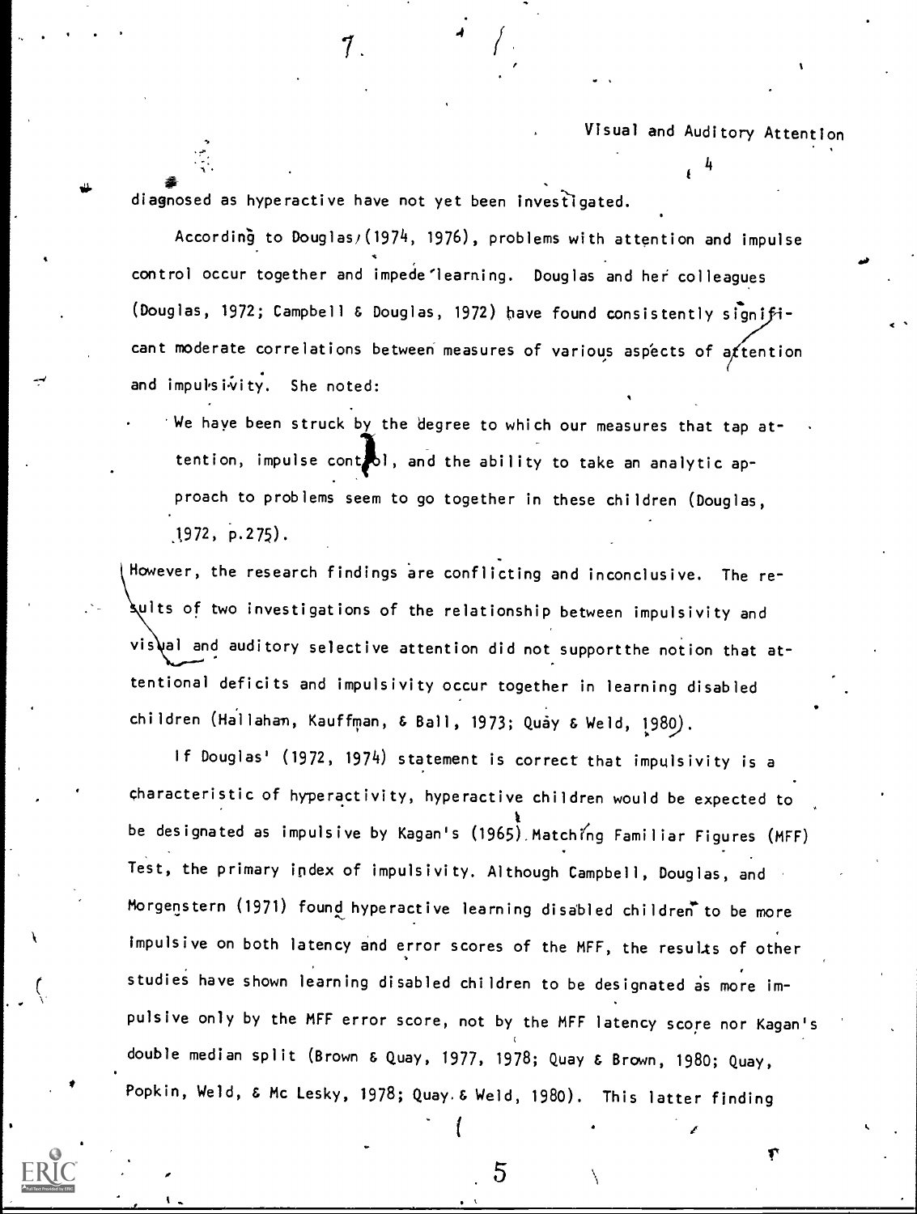diagnosed as hyperactive have not yet been investigated.

According to Douglas (1974, 1976), problems with attention and impulse control occur together and impede learning. Douglas and her colleagues (Douglas, 1972; Campbell & Douglas, 1972) have found consistently significant moderate correlations between measures of various aspects of attention and impulsivity. She noted:

> We have been struck by the degree to which our measures that tap attention, impulse control, and the ability to take an analytic approach to problems seem to go together in these children (Douglas, 1972, p.275).

However, the research findings are conflicting and inconclusive. The results of two investigations of the relationship between impulsivity and visual and auditory selective attention did not supportthe notion that attentional deficits and impulsivity occur together in learning disabled children (Hallahan, Kauffman, & Ball, 1973; Quay & Weld, 1980).

If Douglas' (1972, 1974) statement is correct that impulsivity is a characteristic of hyperactivity, hyperactive children would be expected to be designated as impulsive by Kagan's (1965) Matching Familiar Figures (MFF) Test, the primary index of impulsivity. Although Campbell, Douglas, and Morgenstern (1971) found hyperactive learning disabled children to be more impulsive on both latency and error scores of the MFF, the results of other studies have shown learning disabled children to be designated as more impulsive only by the MFF error score, not by the MFF latency score nor Kagan's double median split (Brown & Quay, 1977, 1978; Quay & Brown, 1980; Quay, Popkin, Weld, & Mc Lesky, 1978; Quay & Weld, 1980). This latter finding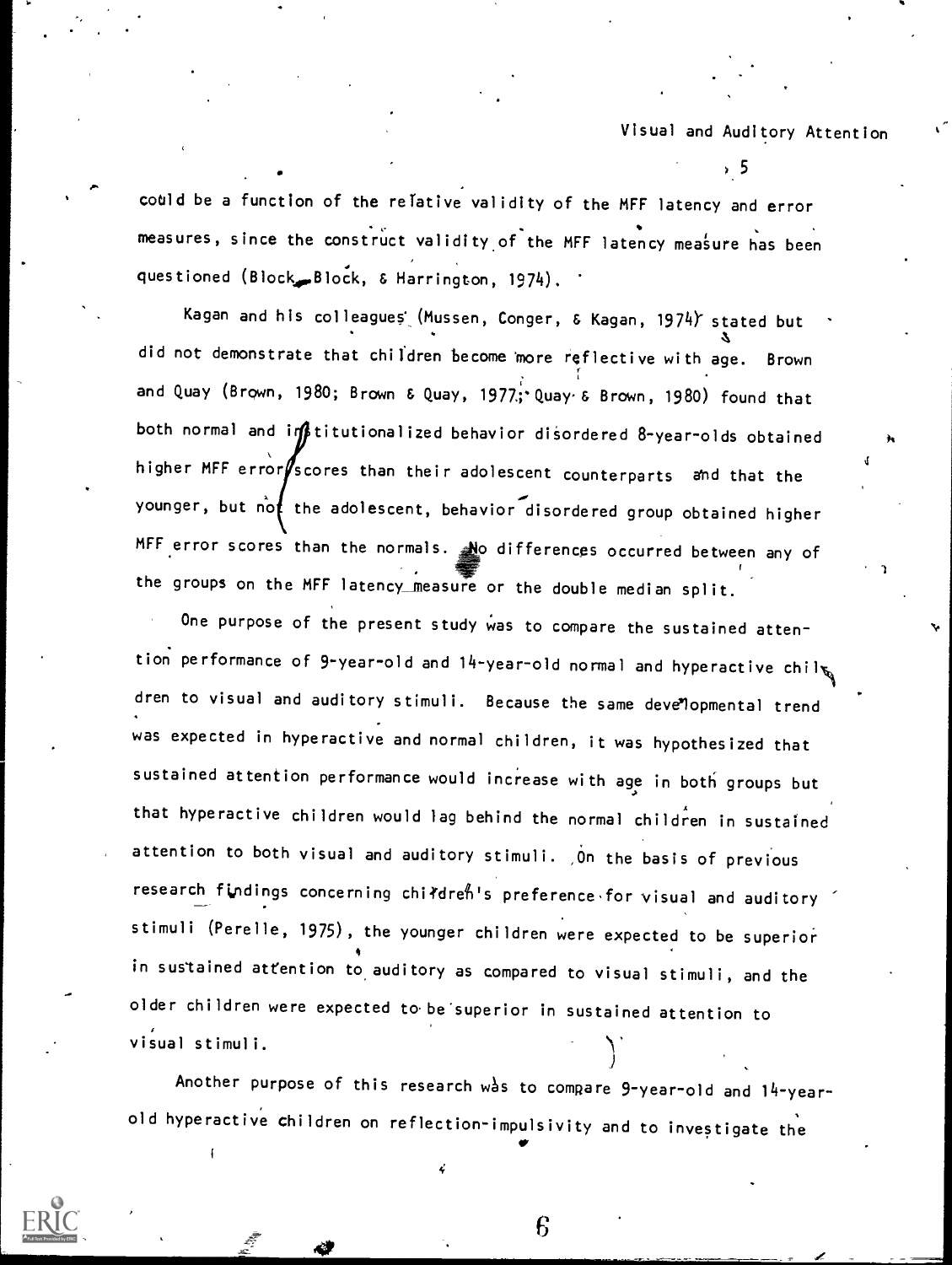could be a function of the relative validity of the MFF latency and error measures, since the construct validity of the MFF latency measure has been questioned (Block, Block, & Harrington, 1974).

Kagan and his colleagues (Mussen, Conger, & Kagan, 1974) stated but did not demonstrate that children become more reflective with age. Brown and Quay (Brown, 1980; Brown & Quay, 1977; Quay & Brown, 1980) found that both normal and institutionalized behavior disordered 8-year-olds obtained higher MFF error scores than their adolescent counterparts and that the younger, but not the adolescent, behavior disordered group obtained higher MFF error scores than the normals. No differences occurred between any of the groups on the MFF latency measure or the double median split.

One purpose of the present study was to compare the sustained attention performance of 9-year-old and 14-year-old normal and hyperactive children to visual and auditory stimuli. Because the same developmental trend was expected in hyperactive and normal children, it was hypothesized that sustained attention performance would increase with age in both groups but that hyperactive children would lag behind the normal children in sustained attention to both visual and auditory stimuli. On the basis of previous research findings concerning children's preference for visual and auditory stimuli (Perelle, 1975), the younger children were expected to be superior in sustained attention to auditory as compared to visual stimuli, and the older children were expected to be superior in sustained attention to visual stimuli.

Another purpose of this research was to compare 9-year-old and 14-year-old hyperactive children on reflection-impulsivity and to investigate the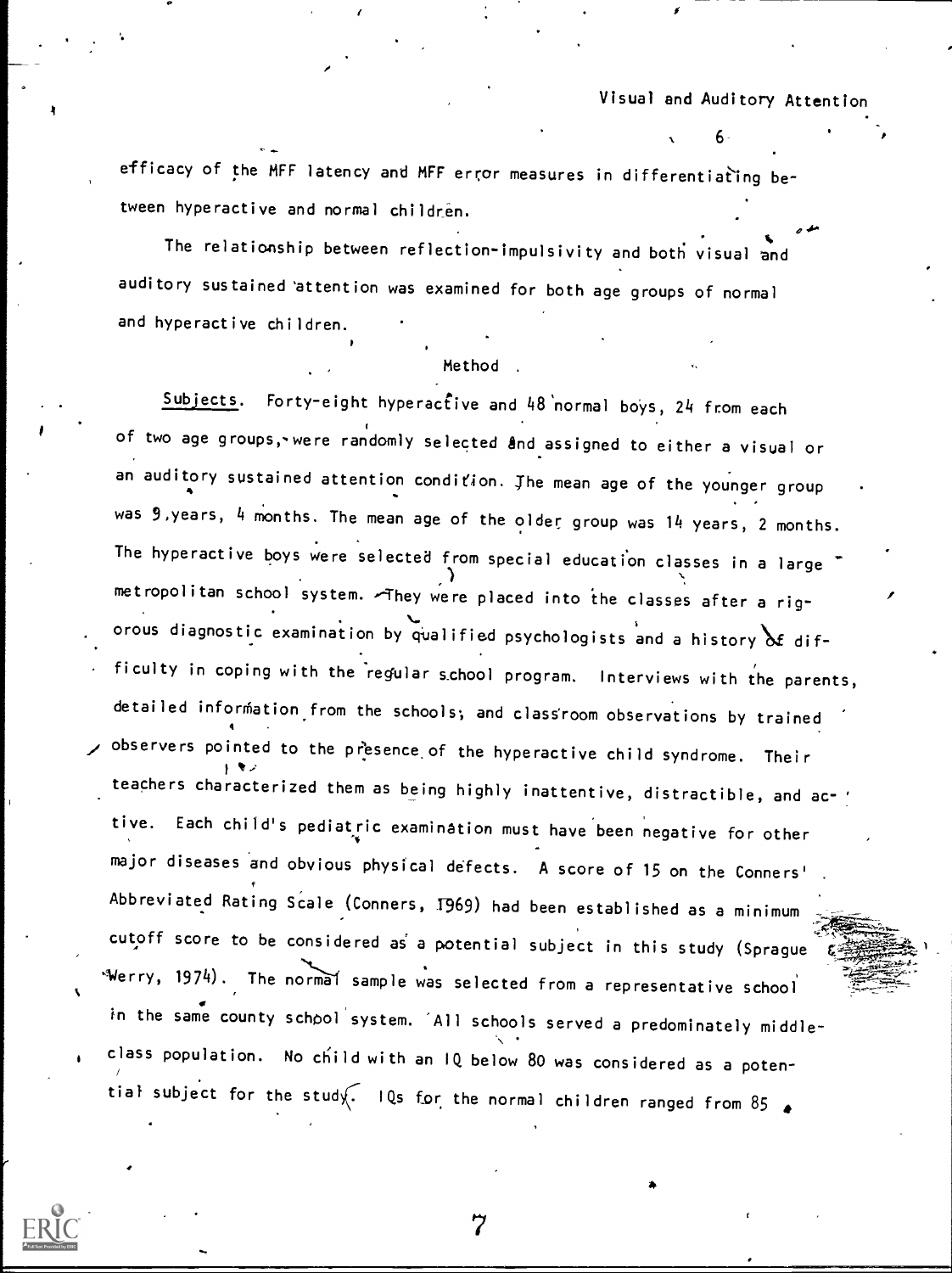efficacy of the MFF latency and MFF error measures in differentiating between hyperactive and normal children.

The relationship between reflection-impulsivity and both visual and auditory sustained attention was examined for both age groups of normal and hyperactive children.

## Method

Subjects. Forty-eight hyperactive and 48 normal boys, 24 from each of two age groups, were randomly selected and assigned to either a visual or an auditory sustained attention condition. The mean age of the younger group was 9 years, 4 months. The mean age of the older group was 14 years, 2 months. The hyperactive boys were selected from special education classes in a large metropolitan school system. They were placed into the classes after a rigorous diagnostic examination by qualified psychologists and a history of difficulty in coping with the regular school program. Interviews with the parents, detailed information from the schools, and classroom observations by trained observers pointed to the presence of the hyperactive child syndrome. Their teachers characterized them as being highly inattentive, distractible, and active. Each child's pediatric examination must have been negative for other major diseases and obvious physical defects. A score of 15 on the Conners' Abbreviated Rating Scale (Conners, 1969) had been established as a minimum cutoff score to be considered as a potential subject in this study (Sprague & Werry, 1974). The normal sample was selected from a representative school in the same county school system. All schools served a predominately middle-class population. No child with an IQ below 80 was considered as a potential subject for the study. IQs for the normal children ranged from 85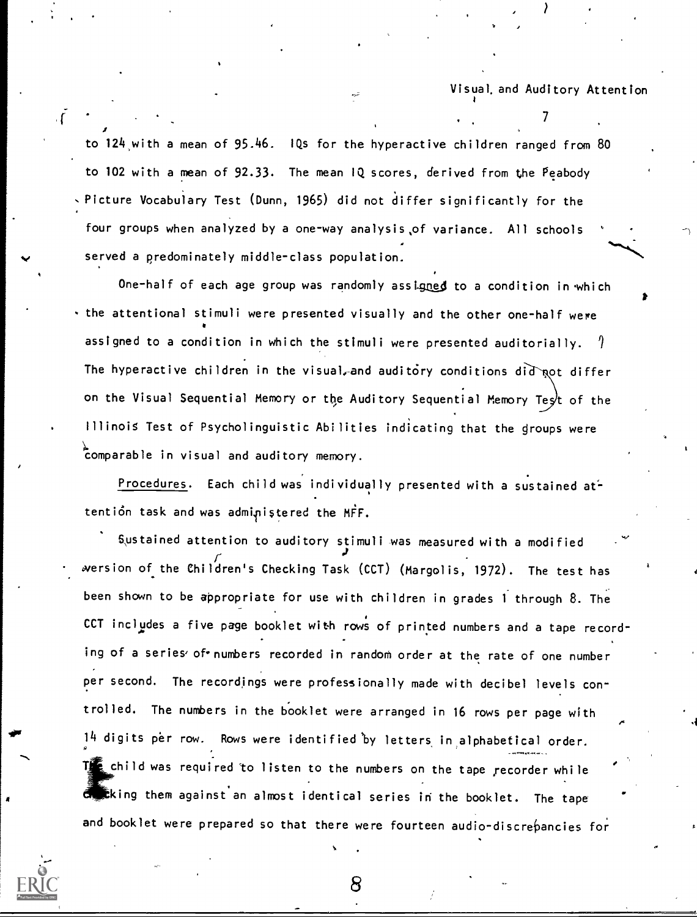to 124 with a mean of 95.46. IQs for the hyperactive children ranged from 80 to 102 with a mean of 92.33. The mean IQ scores, derived from the Peabody Picture Vocabulary Test (Dunn, 1965) did not differ significantly for the four groups when analyzed by a one-way analysis of variance. All schools served a predominately middle-class population.

One-half of each age group was randomly assigned to a condition in which the attentional stimuli were presented visually and the other one-half were assigned to a condition in which the stimuli were presented auditorially. The hyperactive children in the visual and auditory conditions did not differ on the Visual Sequential Memory or the Auditory Sequential Memory Test of the Illinois Test of Psycholinguistic Abilities indicating that the groups were comparable in visual and auditory memory.

Procedures. Each child was individually presented with a sustained attention task and was administered the MFF.

Sustained attention to auditory stimuli was measured with a modified version of the Children's Checking Task (CCT) (Margolis, 1972). The test has been shown to be appropriate for use with children in grades 1 through 8. The CCT includes a five page booklet with rows of printed numbers and a tape recording of a series of numbers recorded in random order at the rate of one number per second. The recordings were professionally made with decibel levels controlled. The numbers in the booklet were arranged in 16 rows per page with 14 digits per row. Rows were identified by letters in alphabetical order. The child was required to listen to the numbers on the tape recorder while checking them against an almost identical series in the booklet. The tape and booklet were prepared so that there were fourteen audio-discrepancies for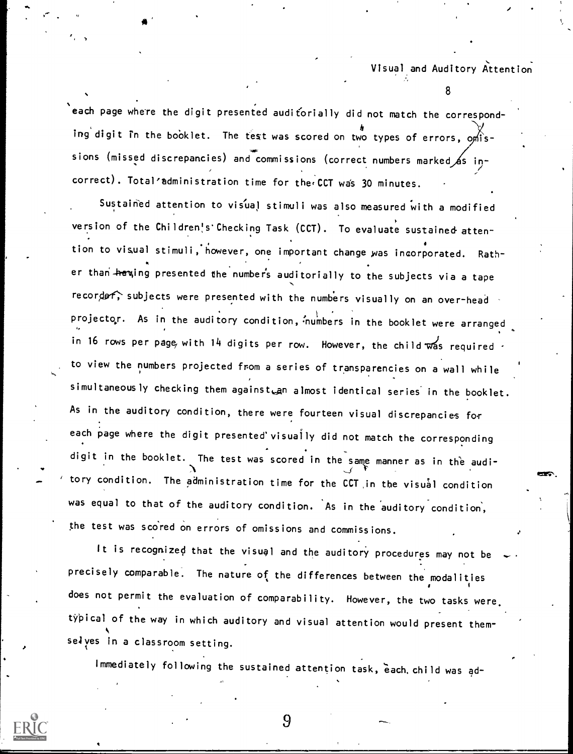each page where the digit presented auditorially did not match the corresponding digit in the booklet. The test was scored on two types of errors, omissions (missed discrepancies) and commissions (correct numbers marked as incorrect). Total administration time for the CCT was 30 minutes.

Sustained attention to visual stimuli was also measured with a modified version of the Children's Checking Task (CCT). To evaluate sustained attention to visual stimuli, however, one important change was incorporated. Rather than having presented the numbers auditorially to the subjects via a tape recorder, subjects were presented with the numbers visually on an over-head projector. As in the auditory condition, numbers in the booklet were arranged in 16 rows per page with 14 digits per row. However, the child was required to view the numbers projected from a series of transparencies on a wall while simultaneously checking them against an almost identical series in the booklet. As in the auditory condition, there were fourteen visual discrepancies for each page where the digit presented visually did not match the corresponding digit in the booklet. The test was scored in the same manner as in the auditory condition. The administration time for the CCT in the visual condition was equal to that of the auditory condition. As in the auditory condition, the test was scored on errors of omissions and commissions.

It is recognized that the visual and the auditory procedures may not be precisely comparable. The nature of the differences between the modalities does not permit the evaluation of comparability. However, the two tasks were typical of the way in which auditory and visual attention would present themselves in a classroom setting.

Immediately following the sustained attention task, each child was ad-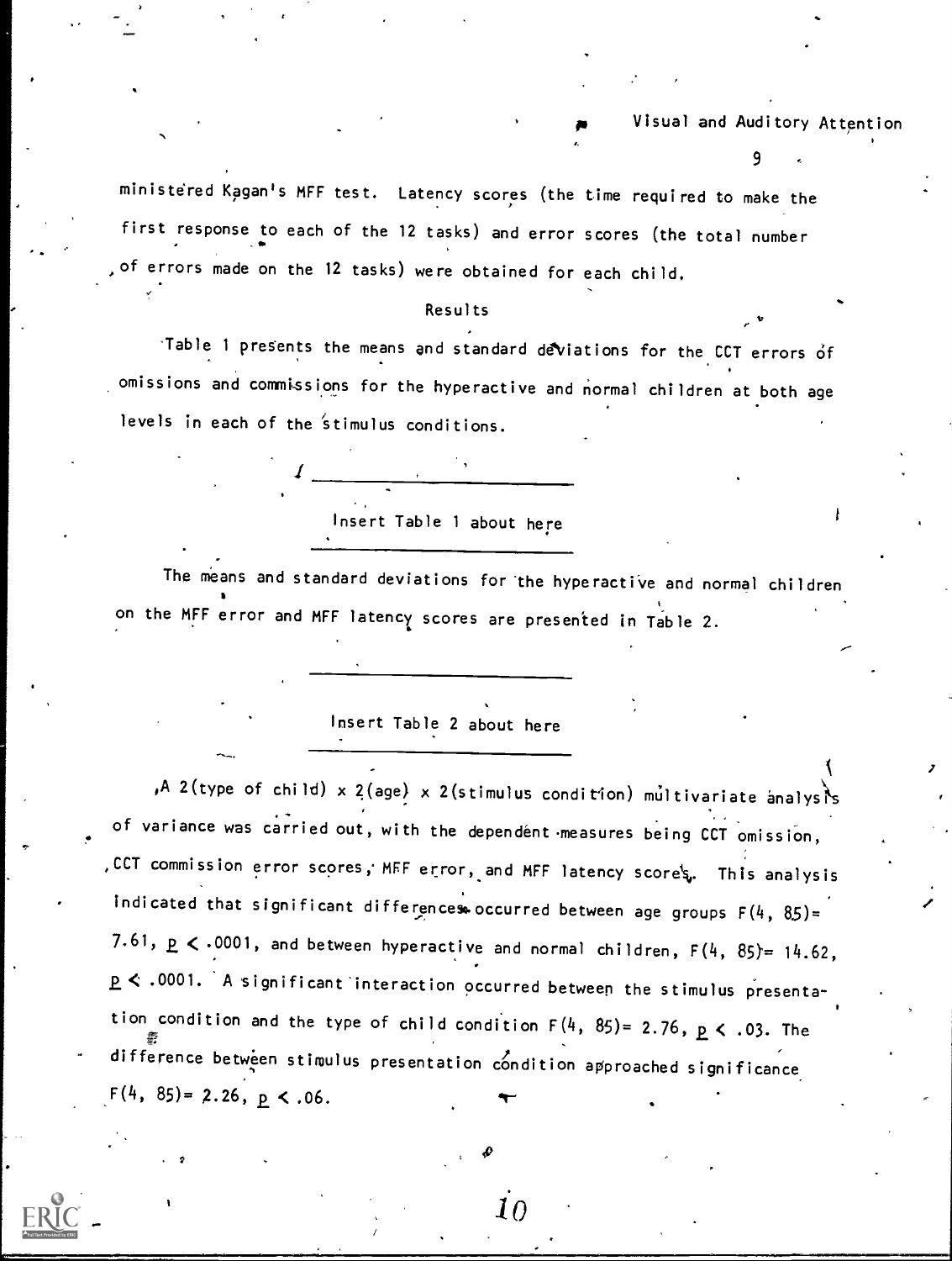ministered Kagan's MFF test. Latency scores (the time required to make the first response to each of the 12 tasks) and error scores (the total number of errors made on the 12 tasks) were obtained for each child.

## Results

Table 1 presents the means and standard deviations for the CCT errors of omissions and commissions for the hyperactive and normal children at both age levels in each of the stimulus conditions.

---

Insert Table 1 about here

---

The means and standard deviations for the hyperactive and normal children on the MFF error and MFF latency scores are presented in Table 2.

---

Insert Table 2 about here

---

A 2(type of child) x 2(age) x 2(stimulus condition) multivariate analysis of variance was carried out, with the dependent measures being CCT omission, CCT commission error scores, MFF error, and MFF latency scores. This analysis indicated that significant differences occurred between age groups $F(4, 85) = 7.61$, $p < .0001$, and between hyperactive and normal children, $F(4, 85) = 14.62$, $p < .0001$. A significant interaction occurred between the stimulus presentation condition and the type of child condition $F(4, 85) = 2.76$, $p < .03$. The difference between stimulus presentation condition approached significance $F(4, 85) = 2.26$, $p < .06$.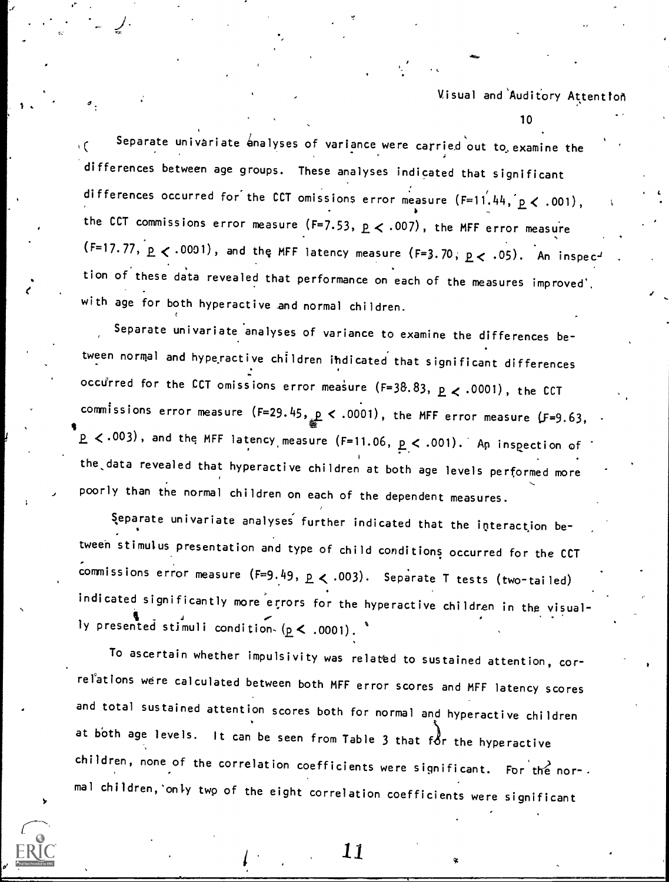Separate univariate analyses of variance were carried out to examine the differences between age groups. These analyses indicated that significant differences occurred for the CCT omissions error measure ($F=11.44$, $p < .001$), the CCT commissions error measure ($F=7.53$, $p < .007$), the MFF error measure ($F=17.77$, $p < .0001$), and the MFF latency measure ($F=3.70$, $p < .05$). An inspection of these data revealed that performance on each of the measures improved with age for both hyperactive and normal children.

Separate univariate analyses of variance to examine the differences between normal and hyperactive children indicated that significant differences occurred for the CCT omissions error measure ($F=38.83$, $p < .0001$), the CCT commissions error measure ($F=29.45$, $p < .0001$), the MFF error measure ($F=9.63$, $p < .003$), and the MFF latency measure ($F=11.06$, $p < .001$). An inspection of the data revealed that hyperactive children at both age levels performed more poorly than the normal children on each of the dependent measures.

Separate univariate analyses further indicated that the interaction between stimulus presentation and type of child conditions occurred for the CCT commissions error measure ($F=9.49$, $p < .003$). Separate T tests (two-tailed) indicated significantly more errors for the hyperactive children in the visually presented stimuli condition ($p < .0001$).

To ascertain whether impulsivity was related to sustained attention, correlations were calculated between both MFF error scores and MFF latency scores and total sustained attention scores both for normal and hyperactive children at both age levels. It can be seen from Table 3 that for the hyperactive children, none of the correlation coefficients were significant. For the normal children, only two of the eight correlation coefficients were significant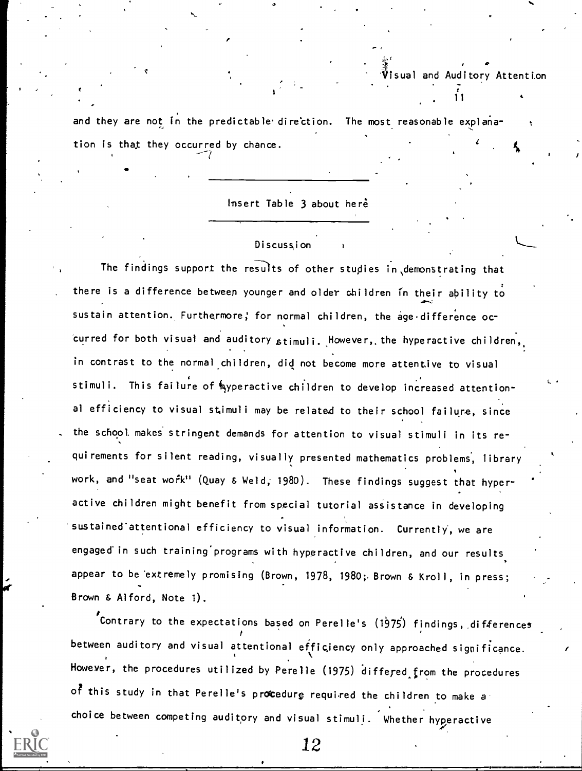and they are not in the predictable direction. The most reasonable explanation is that they occurred by chance.

---

Insert Table 3 about here

---

## Discussion

The findings support the results of other studies in demonstrating that there is a difference between younger and older children in their ability to sustain attention. Furthermore, for normal children, the age difference occurred for both visual and auditory stimuli. However, the hyperactive children, in contrast to the normal children, did not become more attentive to visual stimuli. This failure of hyperactive children to develop increased attentional efficiency to visual stimuli may be related to their school failure, since the school makes stringent demands for attention to visual stimuli in its requirements for silent reading, visually presented mathematics problems, library work, and "seat work" (Quay & Weld, 1980). These findings suggest that hyperactive children might benefit from special tutorial assistance in developing sustained attentional efficiency to visual information. Currently, we are engaged in such training programs with hyperactive children, and our results appear to be extremely promising (Brown, 1978, 1980; Brown & Kroll, in press; Brown & Alford, Note 1).

Contrary to the expectations based on Perelle's (1975) findings, differences between auditory and visual attentional efficiency only approached significance. However, the procedures utilized by Perelle (1975) differed from the procedures of this study in that Perelle's procedure required the children to make a choice between competing auditory and visual stimuli. Whether hyperactive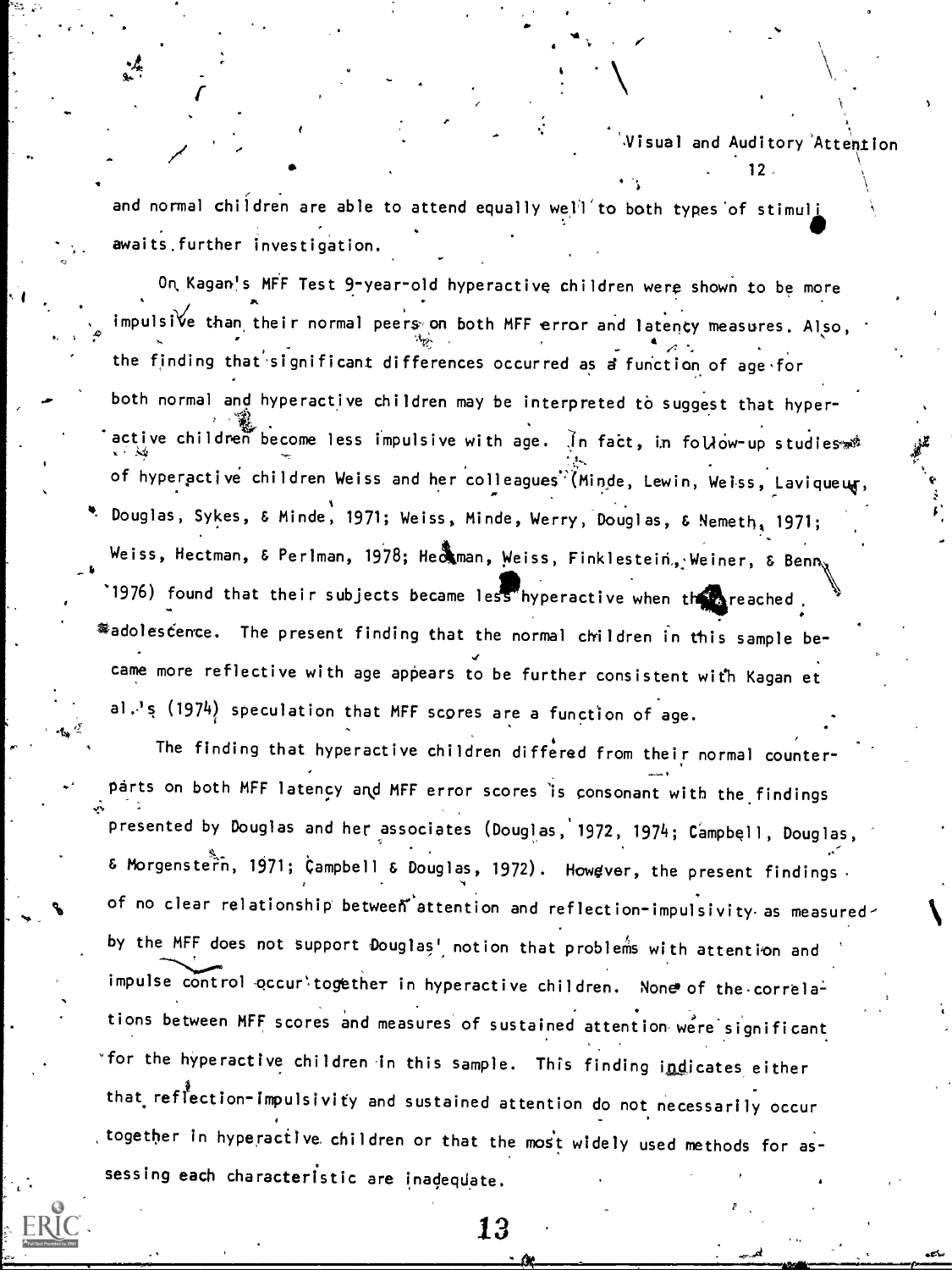and normal children are able to attend equally well to both types of stimuli awaits further investigation.

On Kagan's MFF Test 9-year-old hyperactive children were shown to be more impulsive than their normal peers on both MFF error and latency measures. Also, the finding that significant differences occurred as a function of age for both normal and hyperactive children may be interpreted to suggest that hyperactive children become less impulsive with age. In fact, in follow-up studies of hyperactive children Weiss and her colleagues (Minde, Lewin, Weiss, Lavigueur, Douglas, Sykes, & Minde, 1971; Weiss, Minde, Werry, Douglas, & Nemeth, 1971; Weiss, Hectman, & Perlman, 1978; Hechtman, Weiss, Finklestein, Weiner, & Benn, 1976) found that their subjects became less hyperactive when they reached adolescence. The present finding that the normal children in this sample became more reflective with age appears to be further consistent with Kagan et al.'s (1974) speculation that MFF scores are a function of age.

The finding that hyperactive children differed from their normal counterparts on both MFF latency and MFF error scores is consonant with the findings presented by Douglas and her associates (Douglas, 1972, 1974; Campbell, Douglas, & Morgenstern, 1971; Campbell & Douglas, 1972). However, the present findings of no clear relationship between attention and reflection-impulsivity as measured by the MFF does not support Douglas' notion that problems with attention and impulse control occur together in hyperactive children. None of the correlations between MFF scores and measures of sustained attention were significant for the hyperactive children in this sample. This finding indicates either that reflection-impulsivity and sustained attention do not necessarily occur together in hyperactive children or that the most widely used methods for assessing each characteristic are inadequate.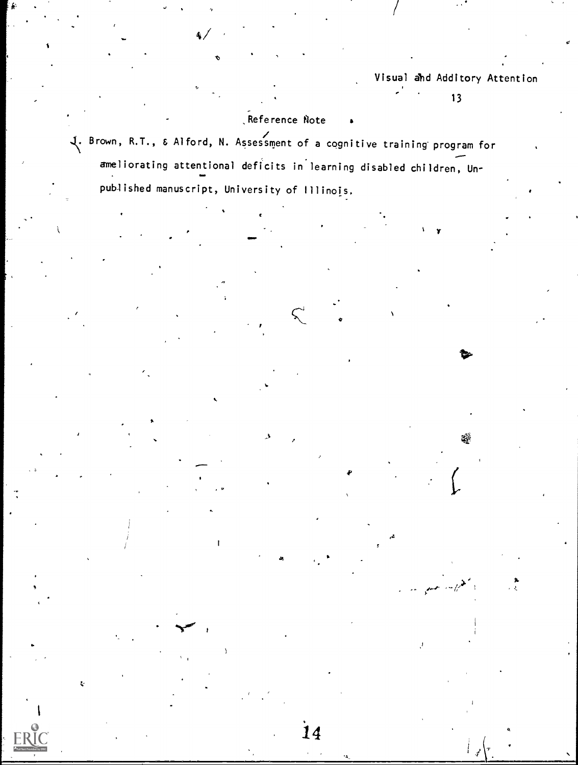## Reference Note

1. Brown, R.T., & Alford, N. Assessment of a cognitive training program for ameliorating attentional deficits in learning disabled children. Unpublished manuscript, University of Illinois.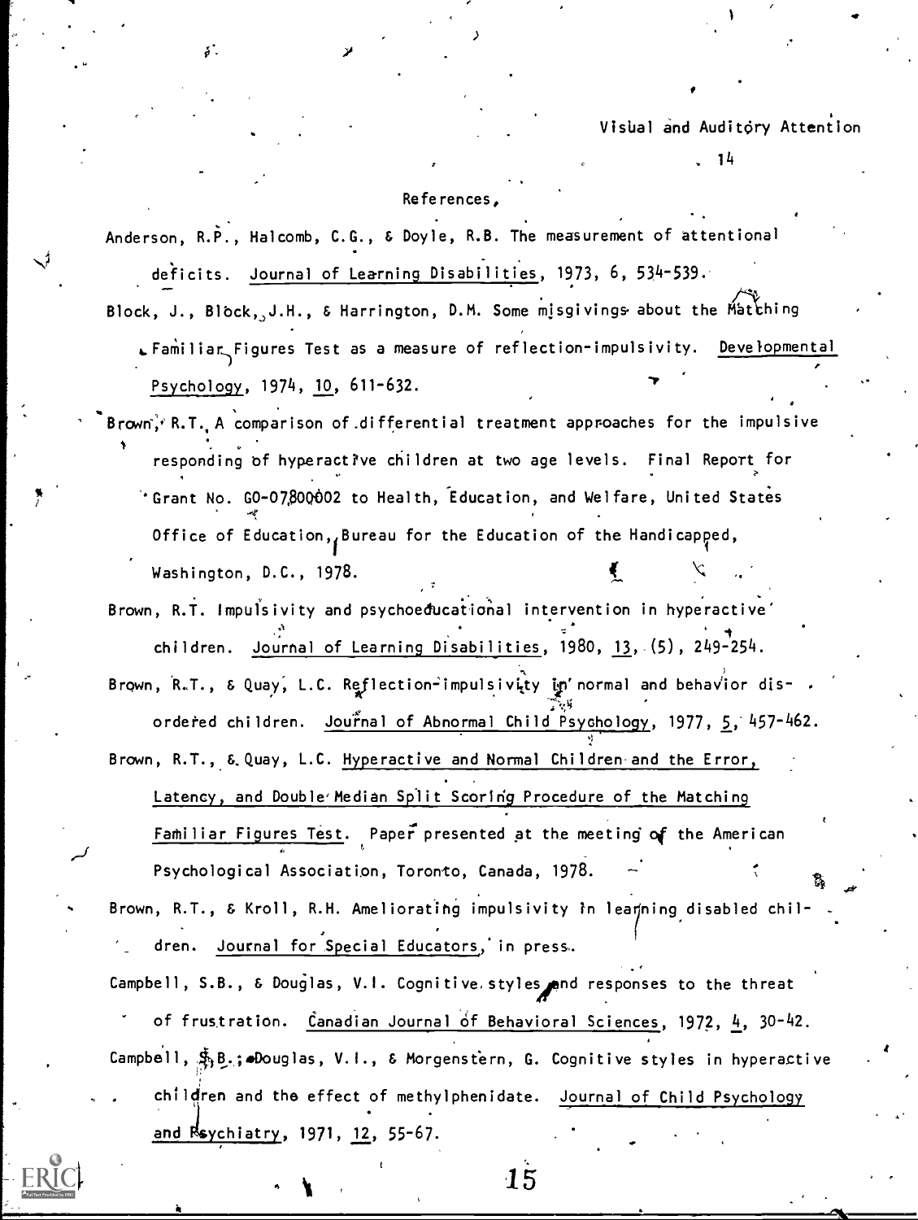## References

Anderson, R.P., Halcomb, C.G., & Doyle, R.B. The measurement of attentional deficits. Journal of Learning Disabilities, 1973, 6, 534-539.

Block, J., Block, J.H., & Harrington, D.M. Some misgivings about the Matching Familiar Figures Test as a measure of reflection-impulsivity. Developmental Psychology, 1974, 10, 611-632.

Brown, R.T. A comparison of differential treatment approaches for the impulsive responding of hyperactive children at two age levels. Final Report for Grant No. G0-07800002 to Health, Education, and Welfare, United States Office of Education, Bureau for the Education of the Handicapped, Washington, D.C., 1978.

Brown, R.T. Impulsivity and psychoeducational intervention in hyperactive children. Journal of Learning Disabilities, 1980, 13, (5), 249-254.

Brown, R.T., & Quay, L.C. Reflection-impulsivity in normal and behavior disordered children. Journal of Abnormal Child Psychology, 1977, 5, 457-462.

Brown, R.T., & Quay, L.C. Hyperactive and Normal Children and the Error, Latency, and Double Median Split Scoring Procedure of the Matching Familiar Figures Test. Paper presented at the meeting of the American Psychological Association, Toronto, Canada, 1978.

Brown, R.T., & Kroll, R.H. Ameliorating impulsivity in learning disabled children. Journal for Special Educators, in press.

Campbell, S.B., & Douglas, V.I. Cognitive styles and responses to the threat of frustration. Canadian Journal of Behavioral Sciences, 1972, 4, 30-42.

Campbell, S.B., Douglas, V.I., & Morgenstern, G. Cognitive styles in hyperactive children and the effect of methylphenidate. Journal of Child Psychology and Psychiatry, 1971, 12, 55-67.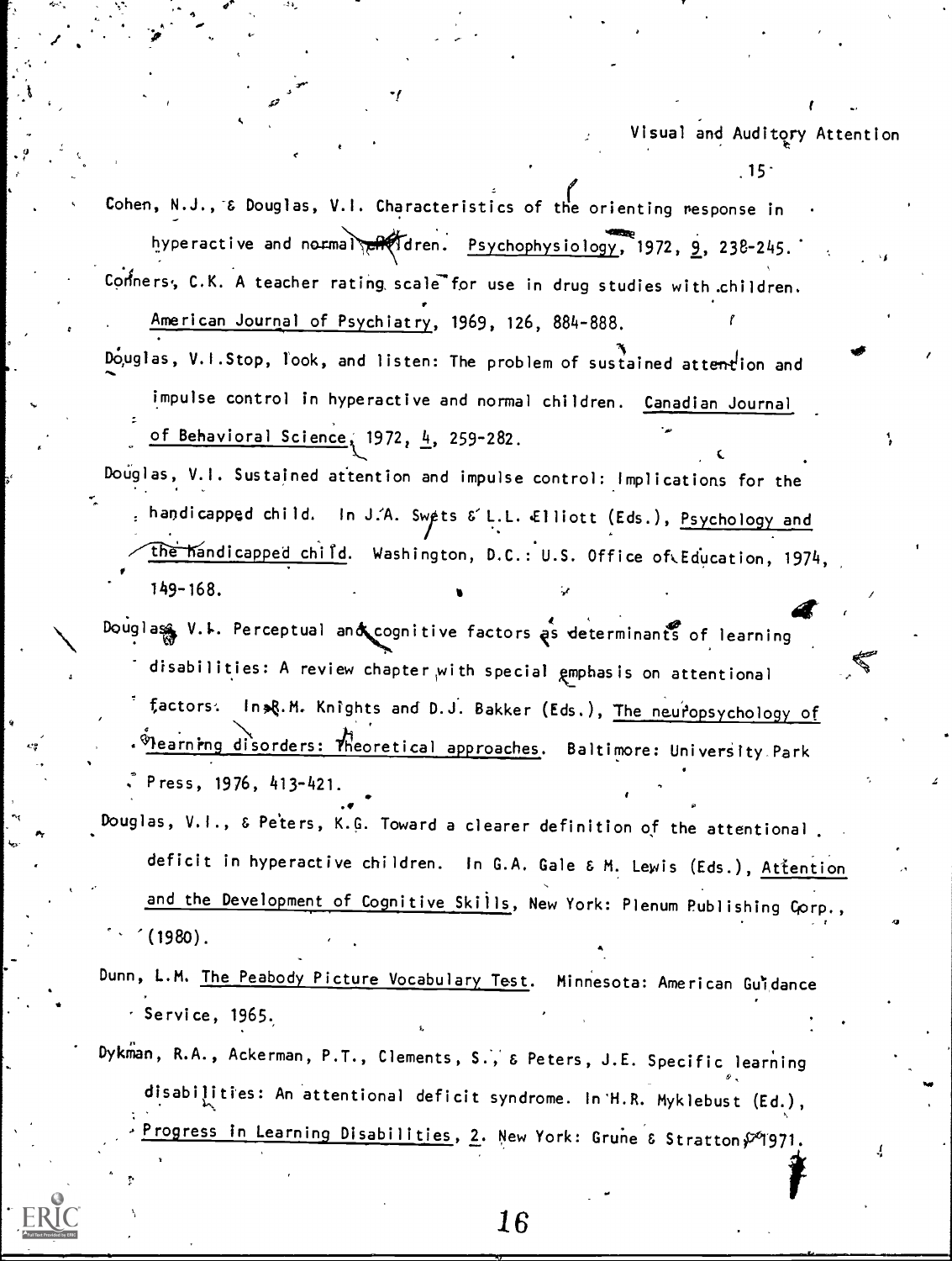Cohen, N.J., & Douglas, V.I. Characteristics of the orienting response in hyperactive and normal children. Psychophysiology, 1972, 9, 238-245.

Conners, C.K. A teacher rating scale for use in drug studies with children. American Journal of Psychiatry, 1969, 126, 884-888.

Douglas, V.I. Stop, look, and listen: The problem of sustained attention and impulse control in hyperactive and normal children. Canadian Journal of Behavioral Science, 1972, 4, 259-282.

Douglas, V.I. Sustained attention and impulse control: Implications for the handicapped child. In J.A. Swets & L.L. Elliott (Eds.), Psychology and the handicapped child. Washington, D.C.: U.S. Office of Education, 1974, 149-168.

Douglas, V.I. Perceptual and cognitive factors as determinants of learning disabilities: A review chapter with special emphasis on attentional factors. In R.M. Knights and D.J. Bakker (Eds.), The neuropsychology of learning disorders: Theoretical approaches. Baltimore: University Park Press, 1976, 413-421.

Douglas, V.I., & Peters, K.G. Toward a clearer definition of the attentional deficit in hyperactive children. In G.A. Gale & M. Lewis (Eds.), Attention and the Development of Cognitive Skills, New York: Plenum Publishing Corp., (1980).

Dunn, L.M. The Peabody Picture Vocabulary Test. Minnesota: American Guidance Service, 1965.

Dykman, R.A., Ackerman, P.T., Clements, S., & Peters, J.E. Specific learning disabilities: An attentional deficit syndrome. In H.R. Myklebust (Ed.), Progress in Learning Disabilities, 2. New York: Grune & Stratton, 1971.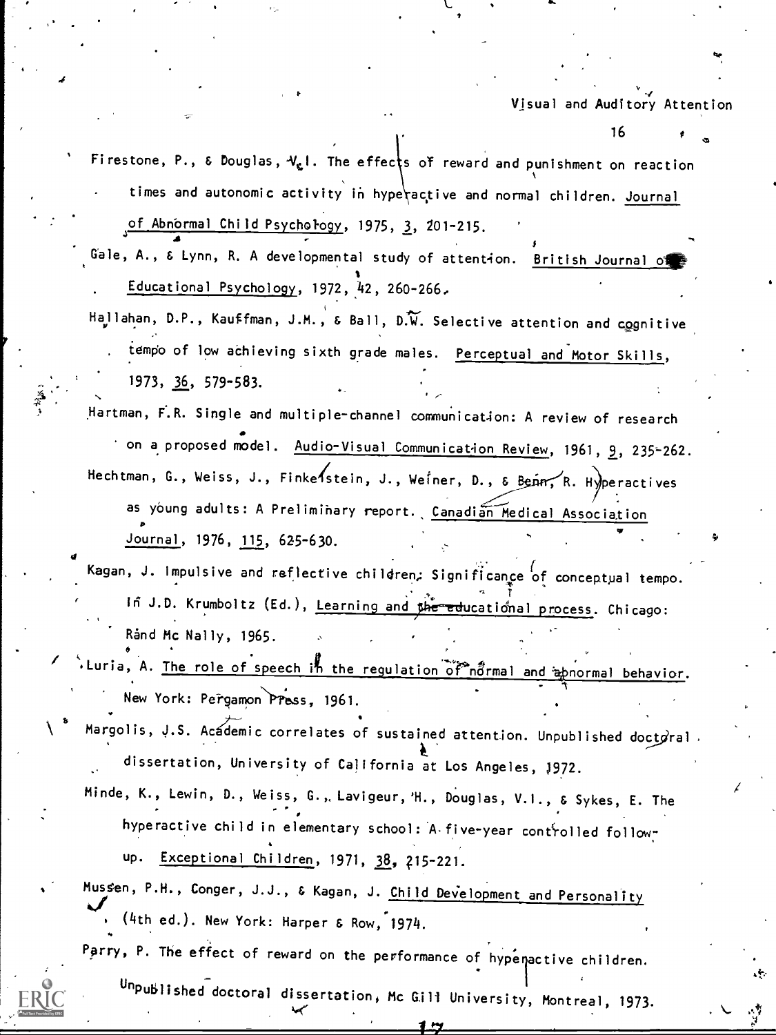Firestone, P., & Douglas, V.I. The effects of reward and punishment on reaction times and autonomic activity in hyperactive and normal children. Journal of Abnormal Child Psychology, 1975, 3, 201-215.

Gale, A., & Lynn, R. A developmental study of attention. British Journal of Educational Psychology, 1972, 42, 260-266.

Hallahan, D.P., Kauffman, J.M., & Ball, D.W. Selective attention and cognitive tempo of low achieving sixth grade males. Perceptual and Motor Skills, 1973, 36, 579-583.

Hartman, F.R. Single and multiple-channel communication: A review of research on a proposed model. Audio-Visual Communication Review, 1961, 9, 235-262.

Hechtman, G., Weiss, J., Finkelstein, J., Weiner, D., & Benn, R. Hyperactives as young adults: A Preliminary report. Canadian Medical Association Journal, 1976, 115, 625-630.

Kagan, J. Impulsive and reflective children: Significance of conceptual tempo. In J.D. Krumboltz (Ed.), Learning and the educational process. Chicago: Rand Mc Nally, 1965.

Luria, A. The role of speech in the regulation of normal and abnormal behavior. New York: Pergamon Press, 1961.

Margolis, J.S. Academic correlates of sustained attention. Unpublished doctoral dissertation, University of California at Los Angeles, 1972.

Minde, K., Lewin, D., Weiss, G., Lavigeur, H., Douglas, V.I., & Sykes, E. The hyperactive child in elementary school: A five-year controlled follow-up. Exceptional Children, 1971, 38, 215-221.

Mussen, P.H., Conger, J.J., & Kagan, J. Child Development and Personality (4th ed.). New York: Harper & Row, 1974.

Parry, P. The effect of reward on the performance of hyperactive children. Unpublished doctoral dissertation, Mc Gill University, Montreal, 1973.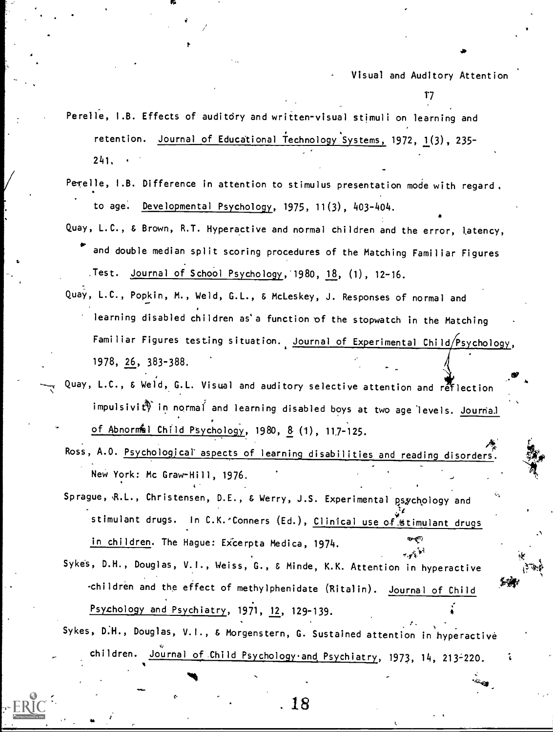Perelle, I.B. Effects of auditory and written-visual stimuli on learning and retention. Journal of Educational Technology Systems, 1972, 1(3), 235-241.

Perelle, I.B. Difference in attention to stimulus presentation mode with regard to age. Developmental Psychology, 1975, 11(3), 403-404.

Quay, L.C., & Brown, R.T. Hyperactive and normal children and the error, latency, and double median split scoring procedures of the Matching Familiar Figures Test. Journal of School Psychology, 1980, 18, (1), 12-16.

Quay, L.C., Popkin, M., Weld, G.L., & McLeskey, J. Responses of normal and learning disabled children as a function of the stopwatch in the Matching Familiar Figures testing situation. Journal of Experimental Child Psychology, 1978, 26, 383-388.

Quay, L.C., & Weld, G.L. Visual and auditory selective attention and reflection impulsivity in normal and learning disabled boys at two age levels. Journal of Abnormal Child Psychology, 1980, 8 (1), 117-125.

Ross, A.O. Psychological aspects of learning disabilities and reading disorders. New York: Mc Graw-Hill, 1976.

Sprague, R.L., Christensen, D.E., & Werry, J.S. Experimental psychology and stimulant drugs. In C.K. Conners (Ed.), Clinical use of stimulant drugs in children. The Hague: Excerpta Medica, 1974.

Sykes, D.H., Douglas, V.I., Weiss, G., & Minde, K.K. Attention in hyperactive children and the effect of methylphenidate (Ritalin). Journal of Child Psychology and Psychiatry, 1971, 12, 129-139.

Sykes, D.H., Douglas, V.I., & Morgenstern, G. Sustained attention in hyperactive children. Journal of Child Psychology and Psychiatry, 1973, 14, 213-220.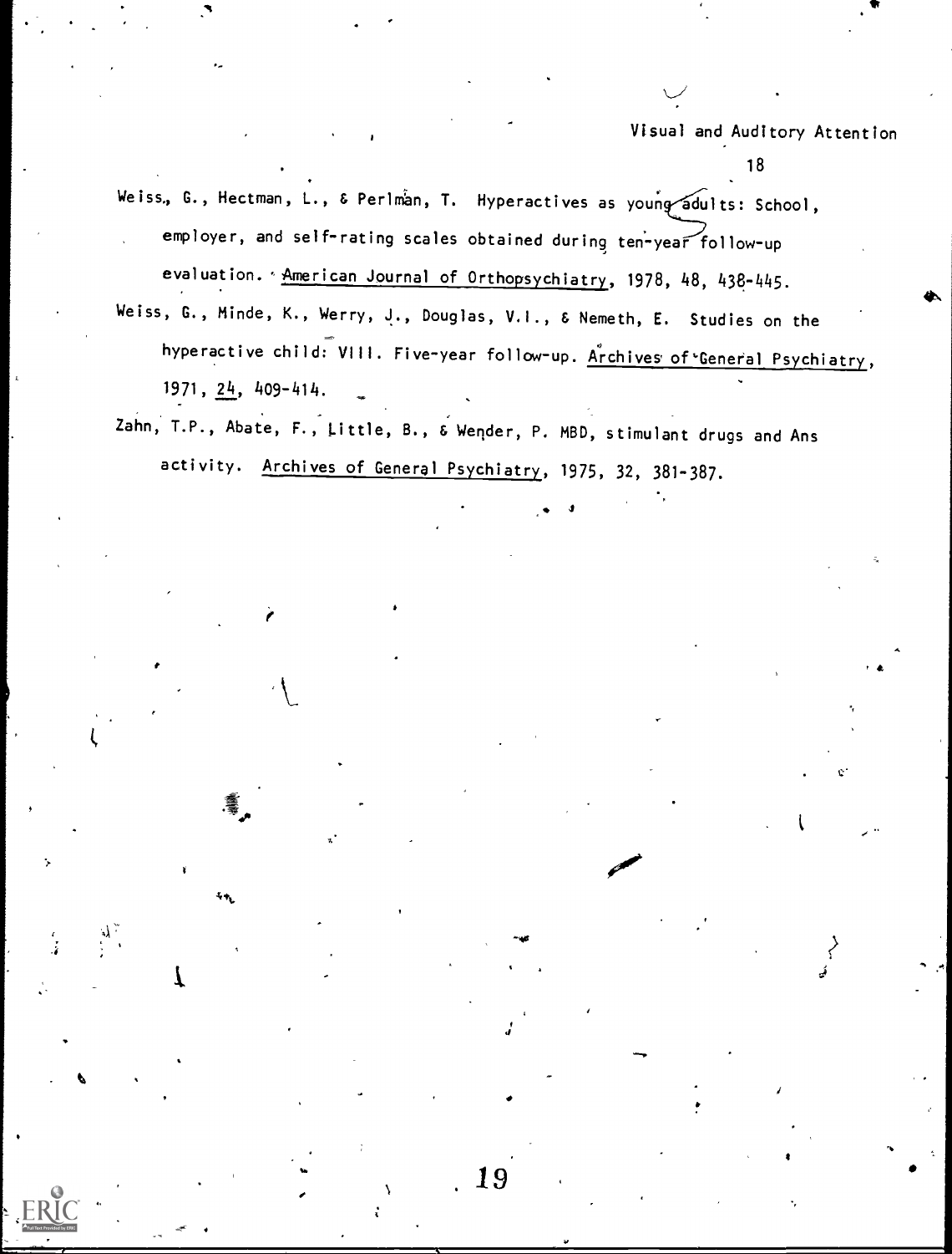Weiss, G., Hectman, L., & Perlman, T. Hyperactives as young adults: School, employer, and self-rating scales obtained during ten-year follow-up evaluation. American Journal of Orthopsychiatry, 1978, 48, 438-445.

Weiss, G., Minde, K., Werry, J., Douglas, V.I., & Nemeth, E. Studies on the hyperactive child: VIII. Five-year follow-up. Archives of General Psychiatry, 1971, 24, 409-414.

Zahn, T.P., Abate, F., Little, B., & Wender, P. MBD, stimulant drugs and Ans activity. Archives of General Psychiatry, 1975, 32, 381-387.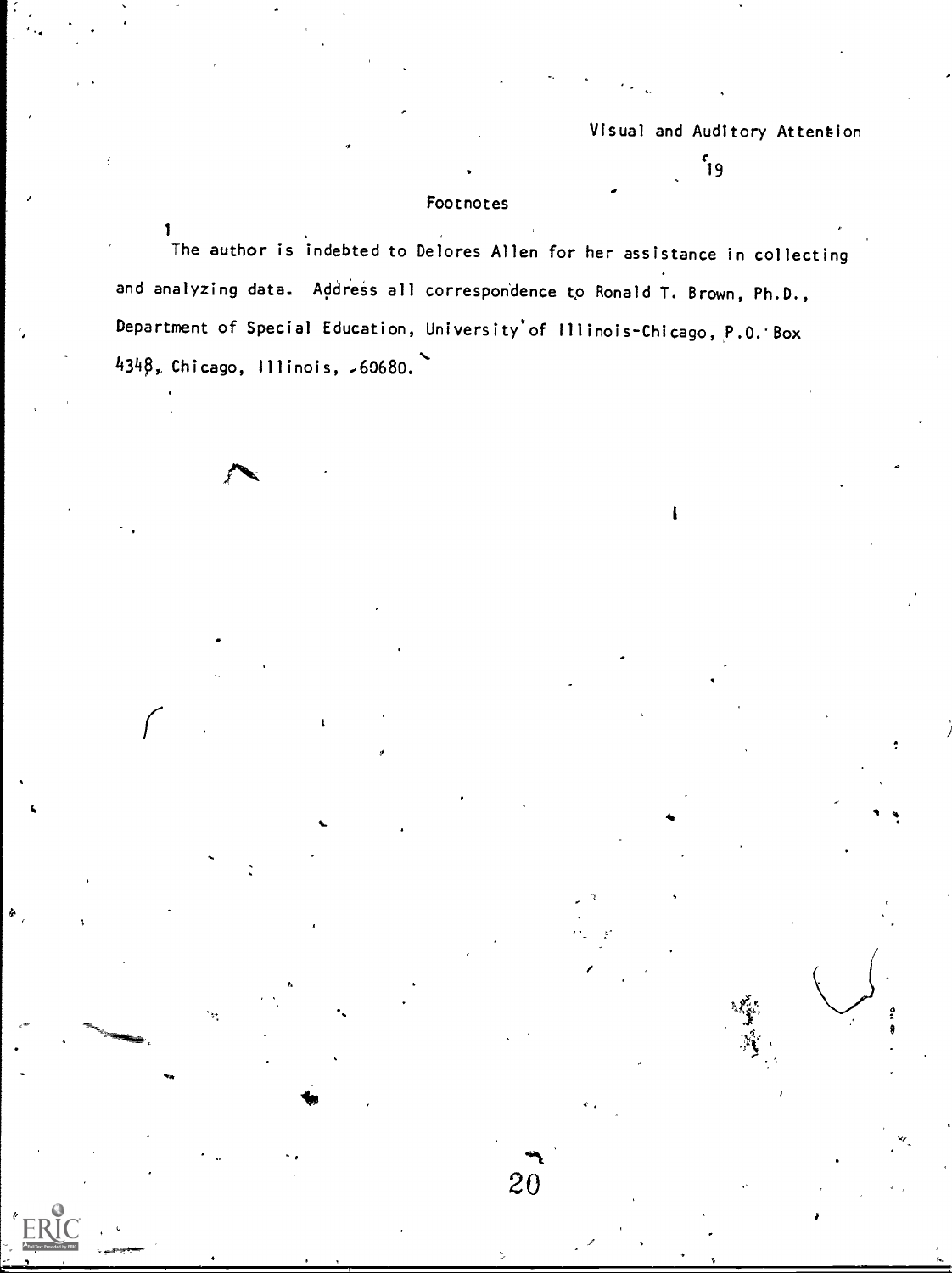## Footnotes

[1] The author is indebted to Delores Allen for her assistance in collecting and analyzing data. Address all correspondence to Ronald T. Brown, Ph.D., Department of Special Education, University of Illinois-Chicago, P.O. Box 4348, Chicago, Illinois, 60680.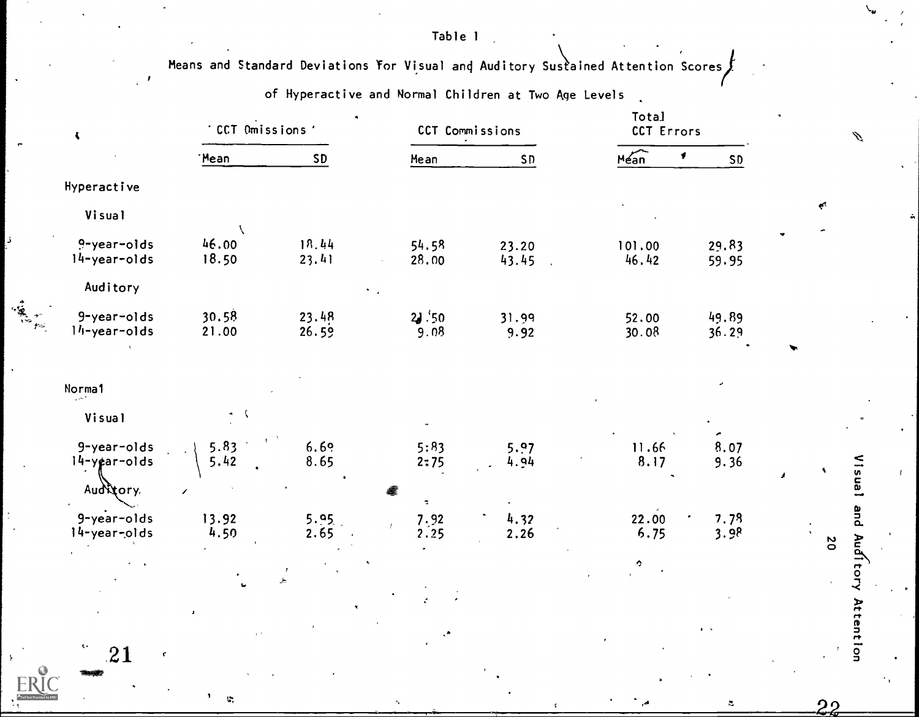Table 1

Means and Standard Deviations for Visual and Auditory Sustained Attention Scores of Hyperactive and Normal Children at Two Age Levels

| | CCT Omissions | | CCT Commissions | | Total CCT Errors | |
|---|---|---|---|---|---|---|
| | Mean | SD | Mean | SD | Mean | SD |
| **Hyperactive** | | | | | | |
| Visual | | | | | | |
| 9-year-olds | 46.00 | 18.44 | 54.58 | 23.20 | 101.00 | 29.83 |
| 14-year-olds | 18.50 | 23.41 | 28.00 | 43.45 | 46.42 | 59.95 |
| Auditory | | | | | | |
| 9-year-olds | 30.58 | 23.48 | 21.50 | 31.99 | 52.00 | 49.89 |
| 14-year-olds | 21.00 | 26.59 | 9.08 | 9.92 | 30.08 | 36.29 |
| **Normal** | | | | | | |
| Visual | | | | | | |
| 9-year-olds | 5.83 | 6.69 | 5.83 | 5.97 | 11.66 | 8.07 |
| 14-year-olds | 5.42 | 8.65 | 2.75 | 4.94 | 8.17 | 9.36 |
| Auditory | | | | | | |
| 9-year-olds | 13.92 | 5.95 | 7.92 | 4.32 | 22.00 | 7.78 |
| 14-year-olds | 4.50 | 2.65 | 2.25 | 2.26 | 6.75 | 3.98 |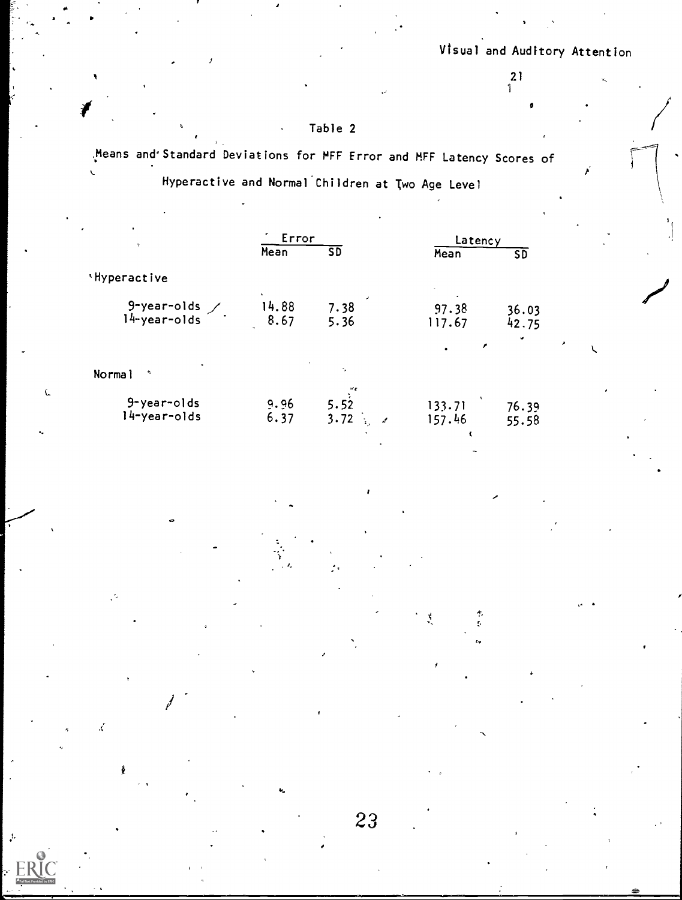Table 2

Means and Standard Deviations for MFF Error and MFF Latency Scores of Hyperactive and Normal Children at Two Age Level

| | Error | | Latency | |
|---|---|---|---|---|
| | Mean | SD | Mean | SD |
| Hyperactive | | | | |
| 9-year-olds | 14.88 | 7.38 | 97.38 | 36.03 |
| 14-year-olds | 8.67 | 5.36 | 117.67 | 42.75 |
| Normal | | | | |
| 9-year-olds | 9.96 | 5.52 | 133.71 | 76.39 |
| 14-year-olds | 6.37 | 3.72 | 157.46 | 55.58 |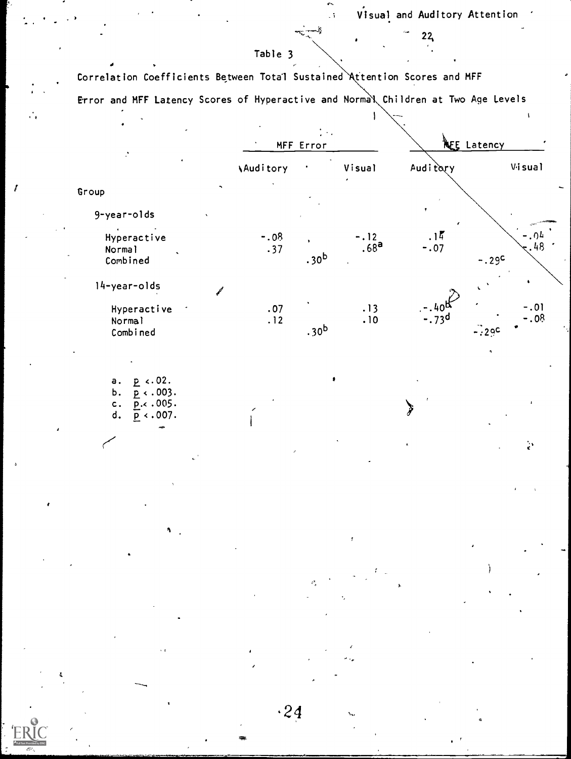Table 3

Correlation Coefficients Between Total Sustained Attention Scores and MFF Error and MFF Latency Scores of Hyperactive and Normal Children at Two Age Levels

| Group | MFF Error | | | MFF Latency | | |
|---|---|---|---|---|---|---|
| | Auditory | | Visual | Auditory | | Visual |
| 9-year-olds | | | | | | |
| Hyperactive | -.08 | | -.12 | .14 | | -.04 |
| Normal | .37 | | .68[a] | -.07 | | -.48 |
| Combined | | .30[b] | | | -.29[c] | |
| 14-year-olds | | | | | | |
| Hyperactive | .07 | | .13 | -.40[d] | | -.01 |
| Normal | .12 | | .10 | -.73[d] | | -.08 |
| Combined | | .30[b] | | | -.29[c] | |

a. $p < .02$.
b. $p < .003$.
c. $p < .005$.
d. $p < .007$.